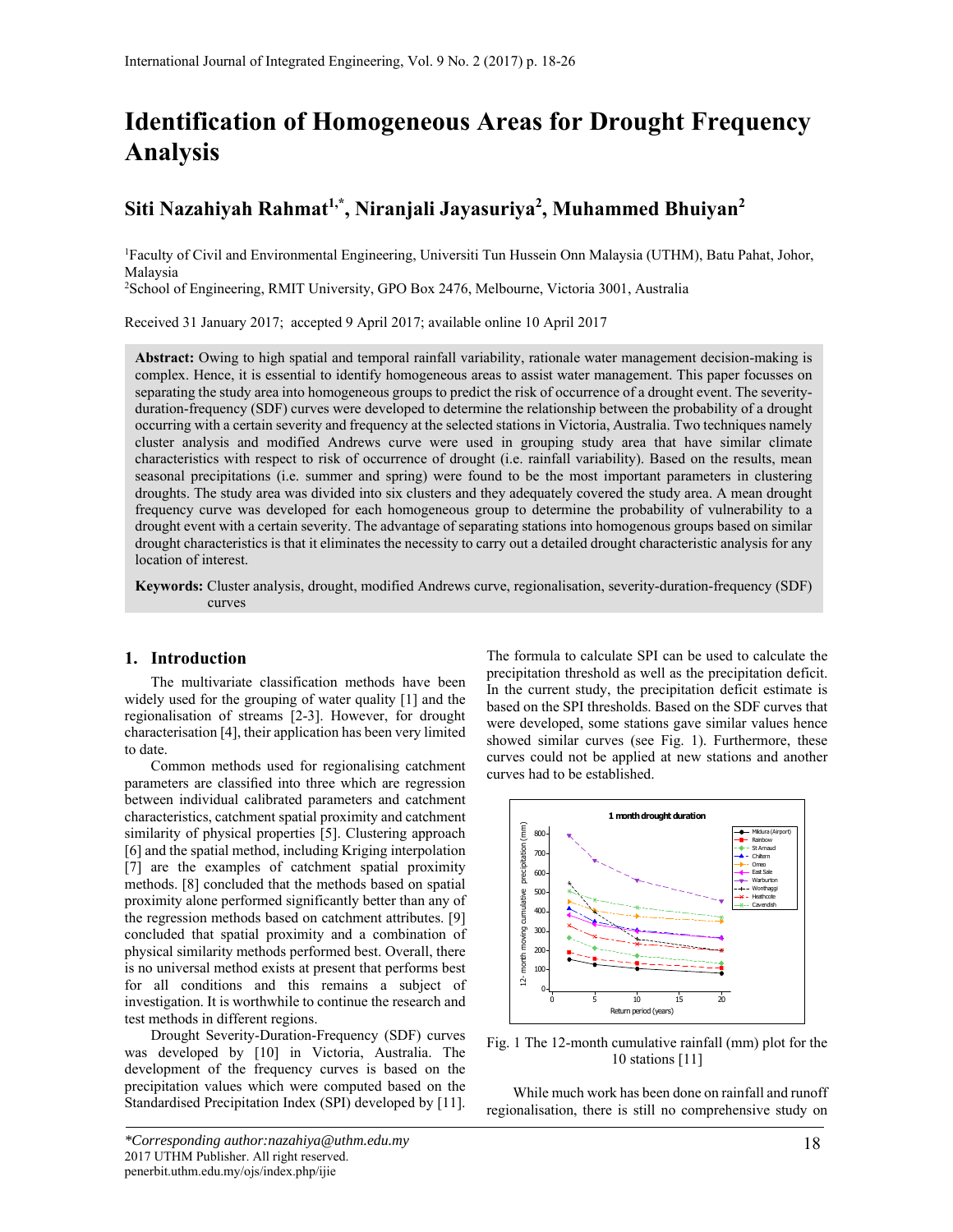// Identification of Homogeneous Areas for Drought Frequency Analysis

## Siti Nazahiyah Rahmat[1,*], Niranjali Jayasuriya[2], Muhammed Bhuiyan[2]

[1]Faculty of Civil and Environmental Engineering, Universiti Tun Hussein Onn Malaysia (UTHM), Batu Pahat, Johor, Malaysia
[2]School of Engineering, RMIT University, GPO Box 2476, Melbourne, Victoria 3001, Australia

Received 31 January 2017; accepted 9 April 2017; available online 10 April 2017

**Abstract:** Owing to high spatial and temporal rainfall variability, rationale water management decision-making is complex. Hence, it is essential to identify homogeneous areas to assist water management. This paper focusses on separating the study area into homogeneous groups to predict the risk of occurrence of a drought event. The severity-duration-frequency (SDF) curves were developed to determine the relationship between the probability of a drought occurring with a certain severity and frequency at the selected stations in Victoria, Australia. Two techniques namely cluster analysis and modified Andrews curve were used in grouping study area that have similar climate characteristics with respect to risk of occurrence of drought (i.e. rainfall variability). Based on the results, mean seasonal precipitations (i.e. summer and spring) were found to be the most important parameters in clustering droughts. The study area was divided into six clusters and they adequately covered the study area. A mean drought frequency curve was developed for each homogeneous group to determine the probability of vulnerability to a drought event with a certain severity. The advantage of separating stations into homogenous groups based on similar drought characteristics is that it eliminates the necessity to carry out a detailed drought characteristic analysis for any location of interest.

**Keywords:** Cluster analysis, drought, modified Andrews curve, regionalisation, severity-duration-frequency (SDF) curves

## 1. Introduction

The multivariate classification methods have been widely used for the grouping of water quality [1] and the regionalisation of streams [2-3]. However, for drought characterisation [4], their application has been very limited to date.

Common methods used for regionalising catchment parameters are classified into three which are regression between individual calibrated parameters and catchment characteristics, catchment spatial proximity and catchment similarity of physical properties [5]. Clustering approach [6] and the spatial method, including Kriging interpolation [7] are the examples of catchment spatial proximity methods. [8] concluded that the methods based on spatial proximity alone performed significantly better than any of the regression methods based on catchment attributes. [9] concluded that spatial proximity and a combination of physical similarity methods performed best. Overall, there is no universal method exists at present that performs best for all conditions and this remains a subject of investigation. It is worthwhile to continue the research and test methods in different regions.

Drought Severity-Duration-Frequency (SDF) curves was developed by [10] in Victoria, Australia. The development of the frequency curves is based on the precipitation values which were computed based on the Standardised Precipitation Index (SPI) developed by [11]. The formula to calculate SPI can be used to calculate the precipitation threshold as well as the precipitation deficit. In the current study, the precipitation deficit estimate is based on the SPI thresholds. Based on the SDF curves that were developed, some stations gave similar values hence showed similar curves (see Fig. 1). Furthermore, these curves could not be applied at new stations and another curves had to be established.

Fig. 1 The 12-month cumulative rainfall (mm) plot for the 10 stations [11]

While much work has been done on rainfall and runoff regionalisation, there is still no comprehensive study on

*Corresponding author:nazahiya@uthm.edu.my
2017 UTHM Publisher. All right reserved.
penerbit.uthm.edu.my/ojs/index.php/ijie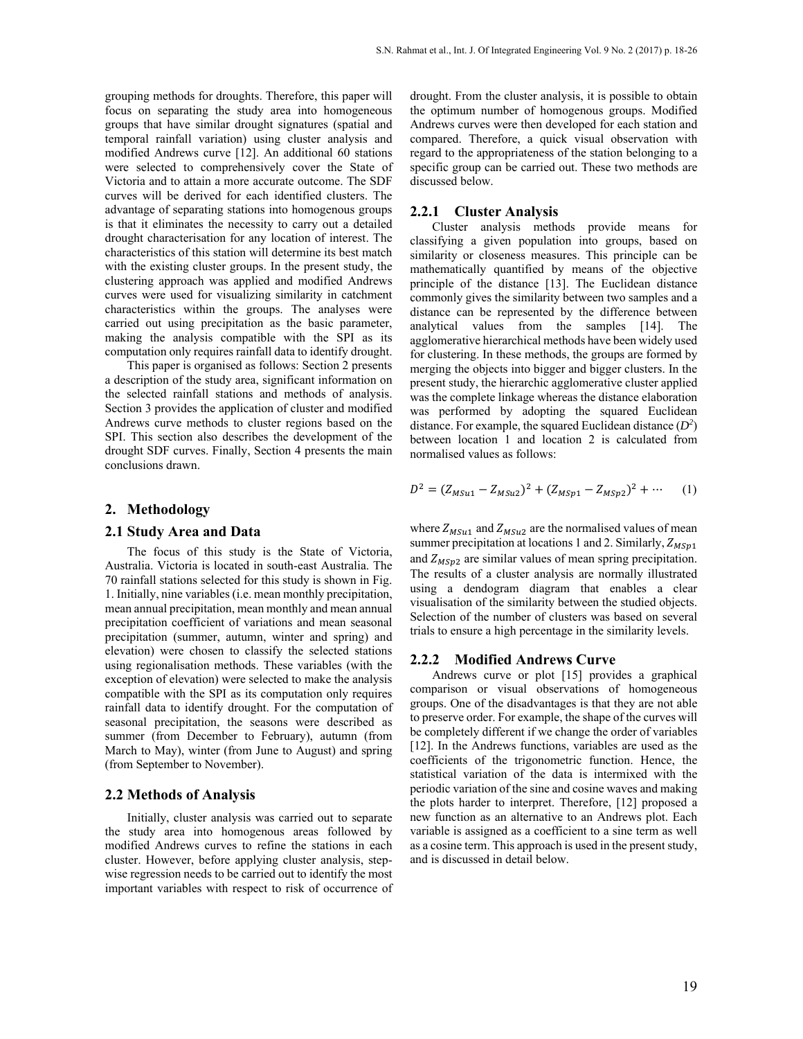grouping methods for droughts. Therefore, this paper will focus on separating the study area into homogeneous groups that have similar drought signatures (spatial and temporal rainfall variation) using cluster analysis and modified Andrews curve [12]. An additional 60 stations were selected to comprehensively cover the State of Victoria and to attain a more accurate outcome. The SDF curves will be derived for each identified clusters. The advantage of separating stations into homogenous groups is that it eliminates the necessity to carry out a detailed drought characterisation for any location of interest. The characteristics of this station will determine its best match with the existing cluster groups. In the present study, the clustering approach was applied and modified Andrews curves were used for visualizing similarity in catchment characteristics within the groups. The analyses were carried out using precipitation as the basic parameter, making the analysis compatible with the SPI as its computation only requires rainfall data to identify drought.

This paper is organised as follows: Section 2 presents a description of the study area, significant information on the selected rainfall stations and methods of analysis. Section 3 provides the application of cluster and modified Andrews curve methods to cluster regions based on the SPI. This section also describes the development of the drought SDF curves. Finally, Section 4 presents the main conclusions drawn.

## 2. Methodology

### 2.1 Study Area and Data

The focus of this study is the State of Victoria, Australia. Victoria is located in south-east Australia. The 70 rainfall stations selected for this study is shown in Fig. 1. Initially, nine variables (i.e. mean monthly precipitation, mean annual precipitation, mean monthly and mean annual precipitation coefficient of variations and mean seasonal precipitation (summer, autumn, winter and spring) and elevation) were chosen to classify the selected stations using regionalisation methods. These variables (with the exception of elevation) were selected to make the analysis compatible with the SPI as its computation only requires rainfall data to identify drought. For the computation of seasonal precipitation, the seasons were described as summer (from December to February), autumn (from March to May), winter (from June to August) and spring (from September to November).

### 2.2 Methods of Analysis

Initially, cluster analysis was carried out to separate the study area into homogenous areas followed by modified Andrews curves to refine the stations in each cluster. However, before applying cluster analysis, step-wise regression needs to be carried out to identify the most important variables with respect to risk of occurrence of drought. From the cluster analysis, it is possible to obtain the optimum number of homogenous groups. Modified Andrews curves were then developed for each station and compared. Therefore, a quick visual observation with regard to the appropriateness of the station belonging to a specific group can be carried out. These two methods are discussed below.

#### 2.2.1 Cluster Analysis

Cluster analysis methods provide means for classifying a given population into groups, based on similarity or closeness measures. This principle can be mathematically quantified by means of the objective principle of the distance [13]. The Euclidean distance commonly gives the similarity between two samples and a distance can be represented by the difference between analytical values from the samples [14]. The agglomerative hierarchical methods have been widely used for clustering. In these methods, the groups are formed by merging the objects into bigger and bigger clusters. In the present study, the hierarchic agglomerative cluster applied was the complete linkage whereas the distance elaboration was performed by adopting the squared Euclidean distance. For example, the squared Euclidean distance ($D^2$) between location 1 and location 2 is calculated from normalised values as follows:

$$D^2 = (Z_{MSu1} - Z_{MSu2})^2 + (Z_{MSp1} - Z_{MSp2})^2 + \cdots \quad (1)$$

where $Z_{MSu1}$ and $Z_{MSu2}$ are the normalised values of mean summer precipitation at locations 1 and 2. Similarly, $Z_{MSp1}$ and $Z_{MSp2}$ are similar values of mean spring precipitation. The results of a cluster analysis are normally illustrated using a dendogram diagram that enables a clear visualisation of the similarity between the studied objects. Selection of the number of clusters was based on several trials to ensure a high percentage in the similarity levels.

#### 2.2.2 Modified Andrews Curve

Andrews curve or plot [15] provides a graphical comparison or visual observations of homogeneous groups. One of the disadvantages is that they are not able to preserve order. For example, the shape of the curves will be completely different if we change the order of variables [12]. In the Andrews functions, variables are used as the coefficients of the trigonometric function. Hence, the statistical variation of the data is intermixed with the periodic variation of the sine and cosine waves and making the plots harder to interpret. Therefore, [12] proposed a new function as an alternative to an Andrews plot. Each variable is assigned as a coefficient to a sine term as well as a cosine term. This approach is used in the present study, and is discussed in detail below.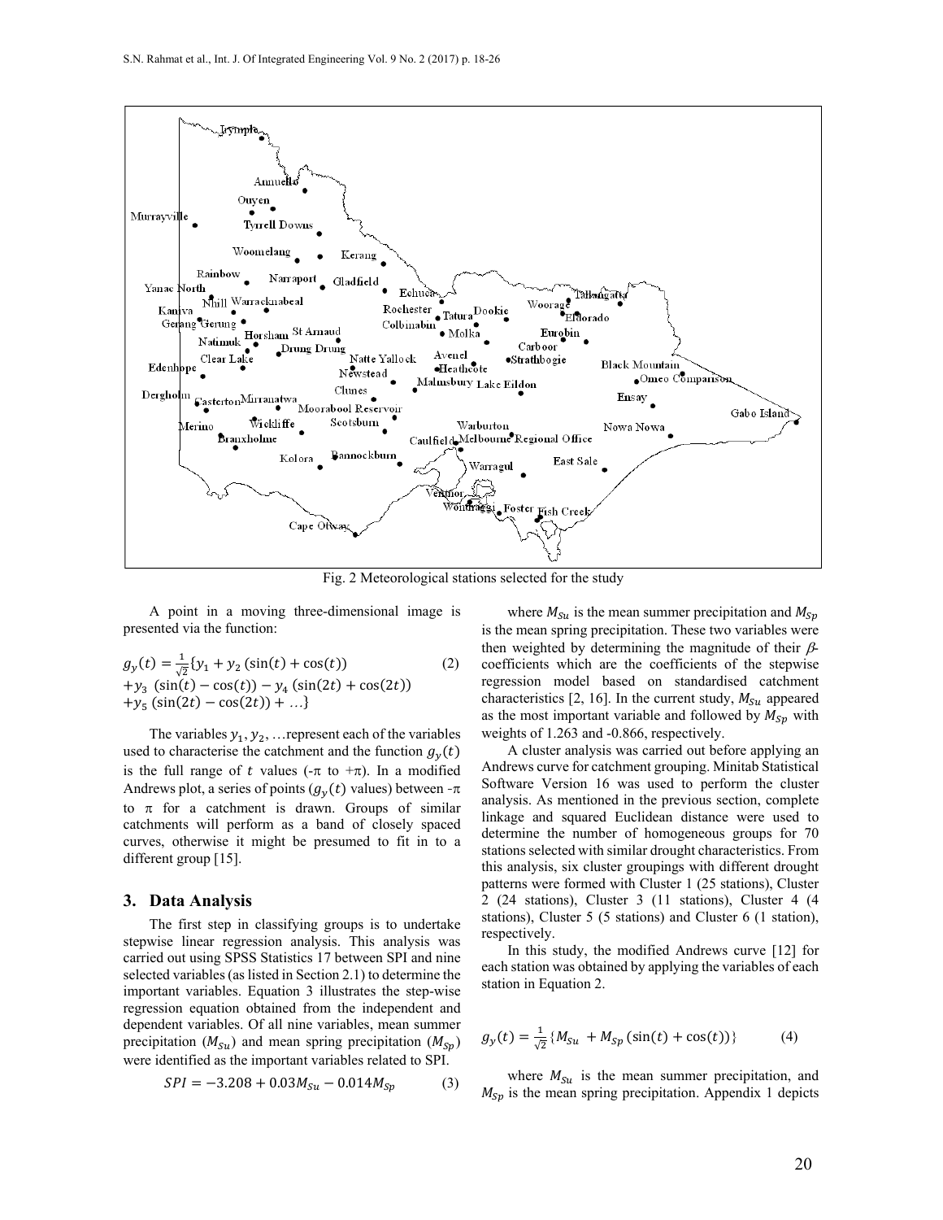Fig. 2 Meteorological stations selected for the study

A point in a moving three-dimensional image is presented via the function:

$$g_y(t) = \frac{1}{\sqrt{2}}\{y_1 + y_2\,(\sin(t) + \cos(t)) + y_3\,(\sin(t) - \cos(t)) - y_4\,(\sin(2t) + \cos(2t)) + y_5\,(\sin(2t) - \cos(2t)) + \ldots\} \quad (2)$$

The variables $y_1, y_2, \ldots$ represent each of the variables used to characterise the catchment and the function $g_y(t)$ is the full range of $t$ values ($-\pi$ to $+\pi$). In a modified Andrews plot, a series of points ($g_y(t)$ values) between $-\pi$ to $\pi$ for a catchment is drawn. Groups of similar catchments will perform as a band of closely spaced curves, otherwise it might be presumed to fit in to a different group [15].

## 3. Data Analysis

The first step in classifying groups is to undertake stepwise linear regression analysis. This analysis was carried out using SPSS Statistics 17 between SPI and nine selected variables (as listed in Section 2.1) to determine the important variables. Equation 3 illustrates the step-wise regression equation obtained from the independent and dependent variables. Of all nine variables, mean summer precipitation ($M_{Su}$) and mean spring precipitation ($M_{Sp}$) were identified as the important variables related to SPI.

$$SPI = -3.208 + 0.03M_{Su} - 0.014M_{Sp} \quad (3)$$

where $M_{Su}$ is the mean summer precipitation and $M_{Sp}$ is the mean spring precipitation. These two variables were then weighted by determining the magnitude of their $\beta$-coefficients which are the coefficients of the stepwise regression model based on standardised catchment characteristics [2, 16]. In the current study, $M_{Su}$ appeared as the most important variable and followed by $M_{Sp}$ with weights of 1.263 and -0.866, respectively.

A cluster analysis was carried out before applying an Andrews curve for catchment grouping. Minitab Statistical Software Version 16 was used to perform the cluster analysis. As mentioned in the previous section, complete linkage and squared Euclidean distance were used to determine the number of homogeneous groups for 70 stations selected with similar drought characteristics. From this analysis, six cluster groupings with different drought patterns were formed with Cluster 1 (25 stations), Cluster 2 (24 stations), Cluster 3 (11 stations), Cluster 4 (4 stations), Cluster 5 (5 stations) and Cluster 6 (1 station), respectively.

In this study, the modified Andrews curve [12] for each station was obtained by applying the variables of each station in Equation 2.

$$g_y(t) = \frac{1}{\sqrt{2}}\{M_{Su} + M_{Sp}\,(\sin(t) + \cos(t))\} \quad (4)$$

where $M_{Su}$ is the mean summer precipitation, and $M_{Sp}$ is the mean spring precipitation. Appendix 1 depicts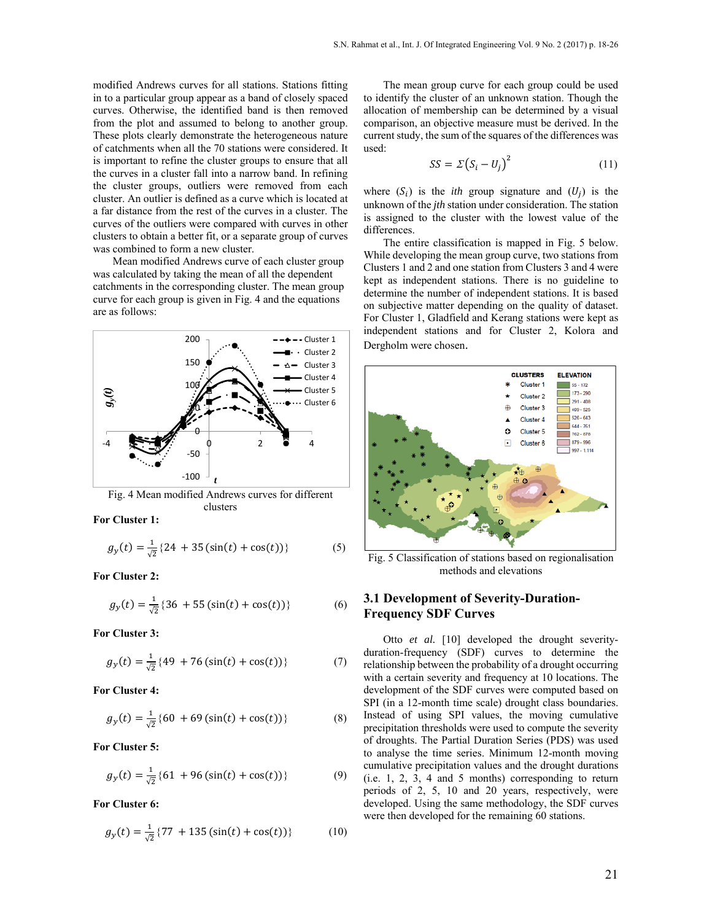modified Andrews curves for all stations. Stations fitting in to a particular group appear as a band of closely spaced curves. Otherwise, the identified band is then removed from the plot and assumed to belong to another group. These plots clearly demonstrate the heterogeneous nature of catchments when all the 70 stations were considered. It is important to refine the cluster groups to ensure that all the curves in a cluster fall into a narrow band. In refining the cluster groups, outliers were removed from each cluster. An outlier is defined as a curve which is located at a far distance from the rest of the curves in a cluster. The curves of the outliers were compared with curves in other clusters to obtain a better fit, or a separate group of curves was combined to form a new cluster.

Mean modified Andrews curve of each cluster group was calculated by taking the mean of all the dependent catchments in the corresponding cluster. The mean group curve for each group is given in Fig. 4 and the equations are as follows:

Fig. 4 Mean modified Andrews curves for different clusters

**For Cluster 1:**

$$g_y(t) = \frac{1}{\sqrt{2}}\{24 + 35\,(\sin(t) + \cos(t))\} \tag{5}$$

**For Cluster 2:**

$$g_y(t) = \frac{1}{\sqrt{2}}\{36 + 55\,(\sin(t) + \cos(t))\} \tag{6}$$

**For Cluster 3:**

$$g_y(t) = \frac{1}{\sqrt{2}}\{49 + 76\,(\sin(t) + \cos(t))\} \tag{7}$$

**For Cluster 4:**

$$g_y(t) = \frac{1}{\sqrt{2}}\{60 + 69\,(\sin(t) + \cos(t))\} \tag{8}$$

**For Cluster 5:**

$$g_y(t) = \frac{1}{\sqrt{2}}\{61 + 96\,(\sin(t) + \cos(t))\} \tag{9}$$

**For Cluster 6:**

$$g_y(t) = \frac{1}{\sqrt{2}}\{77 + 135\,(\sin(t) + \cos(t))\} \tag{10}$$

The mean group curve for each group could be used to identify the cluster of an unknown station. Though the allocation of membership can be determined by a visual comparison, an objective measure must be derived. In the current study, the sum of the squares of the differences was used:

$$SS = \Sigma\left(S_i - U_j\right)^2 \tag{11}$$

where $(S_i)$ is the *ith* group signature and $(U_j)$ is the unknown of the *jth* station under consideration. The station is assigned to the cluster with the lowest value of the differences.

The entire classification is mapped in Fig. 5 below. While developing the mean group curve, two stations from Clusters 1 and 2 and one station from Clusters 3 and 4 were kept as independent stations. There is no guideline to determine the number of independent stations. It is based on subjective matter depending on the quality of dataset. For Cluster 1, Gladfield and Kerang stations were kept as independent stations and for Cluster 2, Kolora and Dergholm were chosen.

Fig. 5 Classification of stations based on regionalisation methods and elevations

## 3.1 Development of Severity-Duration-Frequency SDF Curves

Otto *et al.* [10] developed the drought severity-duration-frequency (SDF) curves to determine the relationship between the probability of a drought occurring with a certain severity and frequency at 10 locations. The development of the SDF curves were computed based on SPI (in a 12-month time scale) drought class boundaries. Instead of using SPI values, the moving cumulative precipitation thresholds were used to compute the severity of droughts. The Partial Duration Series (PDS) was used to analyse the time series. Minimum 12-month moving cumulative precipitation values and the drought durations (i.e. 1, 2, 3, 4 and 5 months) corresponding to return periods of 2, 5, 10 and 20 years, respectively, were developed. Using the same methodology, the SDF curves were then developed for the remaining 60 stations.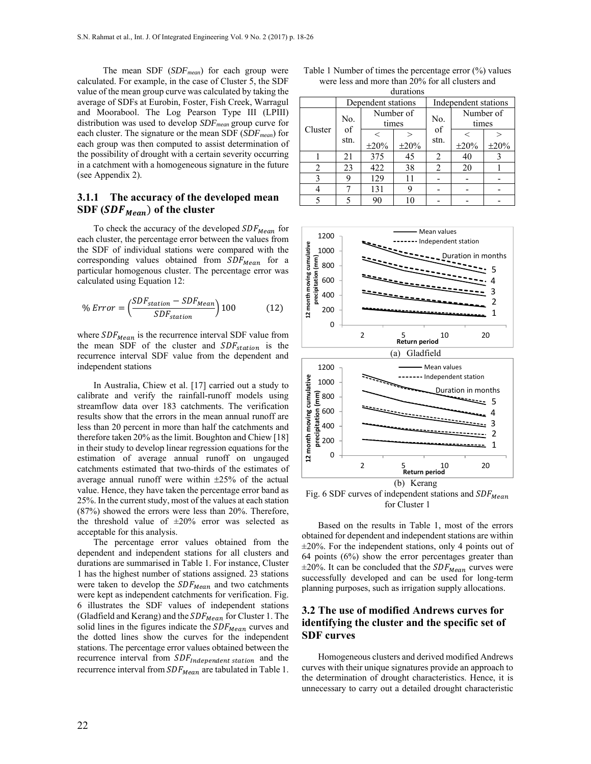The mean SDF ($SDF_{mean}$) for each group were calculated. For example, in the case of Cluster 5, the SDF value of the mean group curve was calculated by taking the average of SDFs at Eurobin, Foster, Fish Creek, Warragul and Moorabool. The Log Pearson Type III (LPIII) distribution was used to develop $SDF_{mean}$ group curve for each cluster. The signature or the mean SDF ($SDF_{mean}$) for each group was then computed to assist determination of the possibility of drought with a certain severity occurring in a catchment with a homogeneous signature in the future (see Appendix 2).

### 3.1.1 The accuracy of the developed mean SDF ($SDF_{Mean}$) of the cluster

To check the accuracy of the developed $SDF_{Mean}$ for each cluster, the percentage error between the values from the SDF of individual stations were compared with the corresponding values obtained from $SDF_{Mean}$ for a particular homogenous cluster. The percentage error was calculated using Equation 12:

$$\%\ Error = \left(\frac{SDF_{station} - SDF_{Mean}}{SDF_{station}}\right)100 \qquad (12)$$

where $SDF_{Mean}$ is the recurrence interval SDF value from the mean SDF of the cluster and $SDF_{station}$ is the recurrence interval SDF value from the dependent and independent stations

In Australia, Chiew et al. [17] carried out a study to calibrate and verify the rainfall-runoff models using streamflow data over 183 catchments. The verification results show that the errors in the mean annual runoff are less than 20 percent in more than half the catchments and therefore taken 20% as the limit. Boughton and Chiew [18] in their study to develop linear regression equations for the estimation of average annual runoff on ungauged catchments estimated that two-thirds of the estimates of average annual runoff were within ±25% of the actual value. Hence, they have taken the percentage error band as 25%. In the current study, most of the values at each station (87%) showed the errors were less than 20%. Therefore, the threshold value of ±20% error was selected as acceptable for this analysis.

The percentage error values obtained from the dependent and independent stations for all clusters and durations are summarised in Table 1. For instance, Cluster 1 has the highest number of stations assigned. 23 stations were taken to develop the $SDF_{Mean}$ and two catchments were kept as independent catchments for verification. Fig. 6 illustrates the SDF values of independent stations (Gladfield and Kerang) and the $SDF_{Mean}$ for Cluster 1. The solid lines in the figures indicate the $SDF_{Mean}$ curves and the dotted lines show the curves for the independent stations. The percentage error values obtained between the recurrence interval from $SDF_{Independent\ station}$ and the recurrence interval from $SDF_{Mean}$ are tabulated in Table 1.

Table 1 Number of times the percentage error (%) values were less and more than 20% for all clusters and durations

| Cluster | Dependent stations | | | Independent stations | | |
|---|---|---|---|---|---|---|
| | No. of stn. | Number of times | | No. of stn. | Number of times | |
| | | < ±20% | > ±20% | | < ±20% | > ±20% |
| 1 | 21 | 375 | 45 | 2 | 40 | 3 |
| 2 | 23 | 422 | 38 | 2 | 20 | 1 |
| 3 | 9 | 129 | 11 | - | - | - |
| 4 | 7 | 131 | 9 | - | - | - |
| 5 | 5 | 90 | 10 | - | - | - |

(a) Gladfield

(b) Kerang

Fig. 6 SDF curves of independent stations and $SDF_{Mean}$ for Cluster 1

Based on the results in Table 1, most of the errors obtained for dependent and independent stations are within ±20%. For the independent stations, only 4 points out of 64 points (6%) show the error percentages greater than ±20%. It can be concluded that the $SDF_{Mean}$ curves were successfully developed and can be used for long-term planning purposes, such as irrigation supply allocations.

## 3.2 The use of modified Andrews curves for identifying the cluster and the specific set of SDF curves

Homogeneous clusters and derived modified Andrews curves with their unique signatures provide an approach to the determination of drought characteristics. Hence, it is unnecessary to carry out a detailed drought characteristic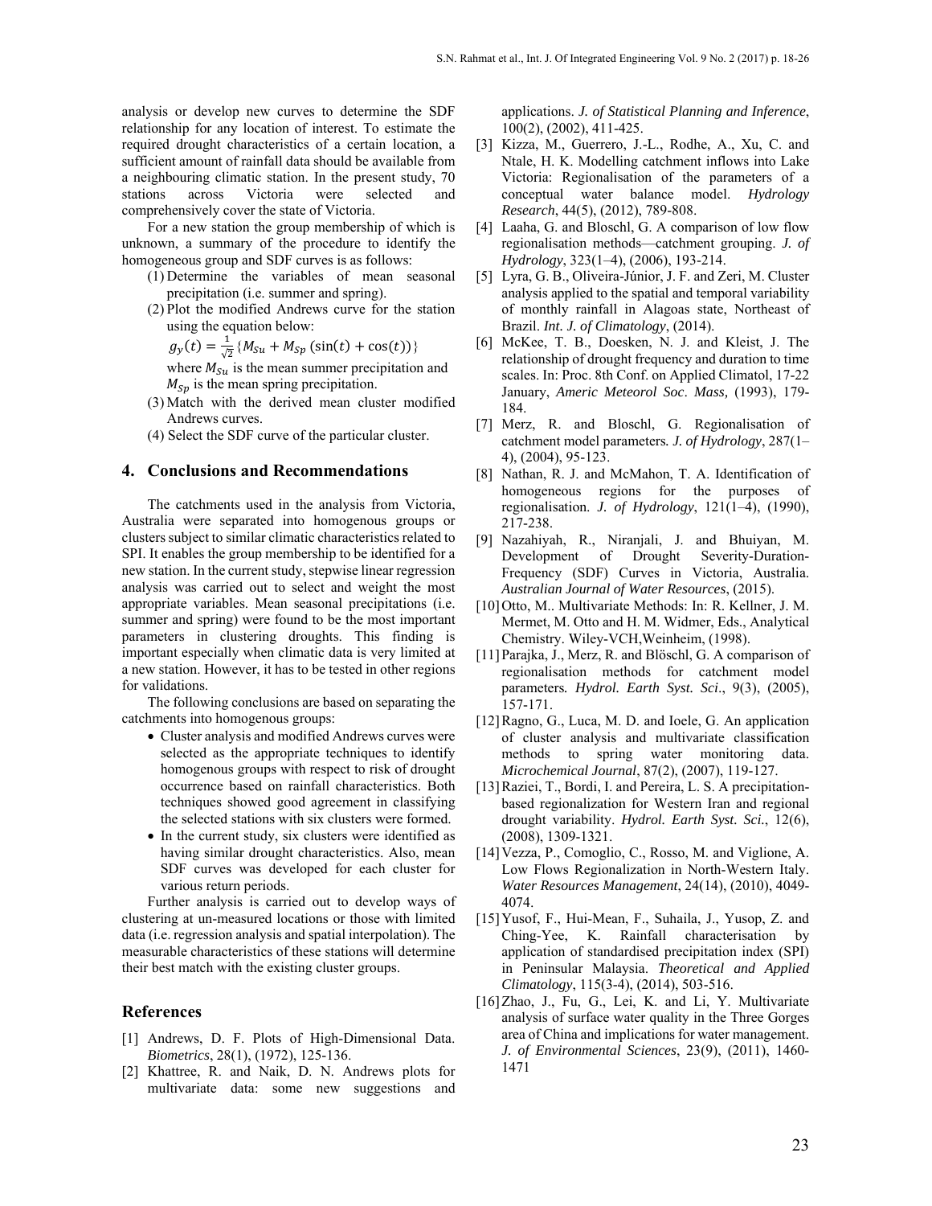analysis or develop new curves to determine the SDF relationship for any location of interest. To estimate the required drought characteristics of a certain location, a sufficient amount of rainfall data should be available from a neighbouring climatic station. In the present study, 70 stations across Victoria were selected and comprehensively cover the state of Victoria.

For a new station the group membership of which is unknown, a summary of the procedure to identify the homogeneous group and SDF curves is as follows:

(1) Determine the variables of mean seasonal precipitation (i.e. summer and spring).

(2) Plot the modified Andrews curve for the station using the equation below:

$$g_y(t) = \frac{1}{\sqrt{2}}\{M_{Su} + M_{Sp}\,(\sin(t) + \cos(t))\}$$

where $M_{Su}$ is the mean summer precipitation and $M_{Sp}$ is the mean spring precipitation.

(3) Match with the derived mean cluster modified Andrews curves.

(4) Select the SDF curve of the particular cluster.

## 4. Conclusions and Recommendations

The catchments used in the analysis from Victoria, Australia were separated into homogenous groups or clusters subject to similar climatic characteristics related to SPI. It enables the group membership to be identified for a new station. In the current study, stepwise linear regression analysis was carried out to select and weight the most appropriate variables. Mean seasonal precipitations (i.e. summer and spring) were found to be the most important parameters in clustering droughts. This finding is important especially when climatic data is very limited at a new station. However, it has to be tested in other regions for validations.

The following conclusions are based on separating the catchments into homogenous groups:

- Cluster analysis and modified Andrews curves were selected as the appropriate techniques to identify homogenous groups with respect to risk of drought occurrence based on rainfall characteristics. Both techniques showed good agreement in classifying the selected stations with six clusters were formed.
- In the current study, six clusters were identified as having similar drought characteristics. Also, mean SDF curves was developed for each cluster for various return periods.

Further analysis is carried out to develop ways of clustering at un-measured locations or those with limited data (i.e. regression analysis and spatial interpolation). The measurable characteristics of these stations will determine their best match with the existing cluster groups.

## References

[1] Andrews, D. F. Plots of High-Dimensional Data. *Biometrics*, 28(1), (1972), 125-136.

[2] Khattree, R. and Naik, D. N. Andrews plots for multivariate data: some new suggestions and applications. *J. of Statistical Planning and Inference*, 100(2), (2002), 411-425.

[3] Kizza, M., Guerrero, J.-L., Rodhe, A., Xu, C. and Ntale, H. K. Modelling catchment inflows into Lake Victoria: Regionalisation of the parameters of a conceptual water balance model. *Hydrology Research*, 44(5), (2012), 789-808.

[4] Laaha, G. and Bloschl, G. A comparison of low flow regionalisation methods—catchment grouping. *J. of Hydrology*, 323(1–4), (2006), 193-214.

[5] Lyra, G. B., Oliveira-Júnior, J. F. and Zeri, M. Cluster analysis applied to the spatial and temporal variability of monthly rainfall in Alagoas state, Northeast of Brazil. *Int. J. of Climatology*, (2014).

[6] McKee, T. B., Doesken, N. J. and Kleist, J. The relationship of drought frequency and duration to time scales. In: Proc. 8th Conf. on Applied Climatol, 17-22 January, *Americ Meteorol Soc. Mass,* (1993), 179-184.

[7] Merz, R. and Bloschl, G. Regionalisation of catchment model parameters. *J. of Hydrology*, 287(1–4), (2004), 95-123.

[8] Nathan, R. J. and McMahon, T. A. Identification of homogeneous regions for the purposes of regionalisation. *J. of Hydrology*, 121(1–4), (1990), 217-238.

[9] Nazahiyah, R., Niranjali, J. and Bhuiyan, M. Development of Drought Severity-Duration-Frequency (SDF) Curves in Victoria, Australia. *Australian Journal of Water Resources*, (2015).

[10] Otto, M.. Multivariate Methods: In: R. Kellner, J. M. Mermet, M. Otto and H. M. Widmer, Eds., Analytical Chemistry. Wiley-VCH,Weinheim, (1998).

[11] Parajka, J., Merz, R. and Blöschl, G. A comparison of regionalisation methods for catchment model parameters*. Hydrol. Earth Syst. Sci*., 9(3), (2005), 157-171.

[12] Ragno, G., Luca, M. D. and Ioele, G. An application of cluster analysis and multivariate classification methods to spring water monitoring data. *Microchemical Journal*, 87(2), (2007), 119-127.

[13] Raziei, T., Bordi, I. and Pereira, L. S. A precipitation-based regionalization for Western Iran and regional drought variability. *Hydrol. Earth Syst. Sci.*, 12(6), (2008), 1309-1321.

[14] Vezza, P., Comoglio, C., Rosso, M. and Viglione, A. Low Flows Regionalization in North-Western Italy. *Water Resources Management*, 24(14), (2010), 4049-4074.

[15] Yusof, F., Hui-Mean, F., Suhaila, J., Yusop, Z. and Ching-Yee, K. Rainfall characterisation by application of standardised precipitation index (SPI) in Peninsular Malaysia. *Theoretical and Applied Climatology*, 115(3-4), (2014), 503-516.

[16] Zhao, J., Fu, G., Lei, K. and Li, Y. Multivariate analysis of surface water quality in the Three Gorges area of China and implications for water management. *J. of Environmental Sciences*, 23(9), (2011), 1460-1471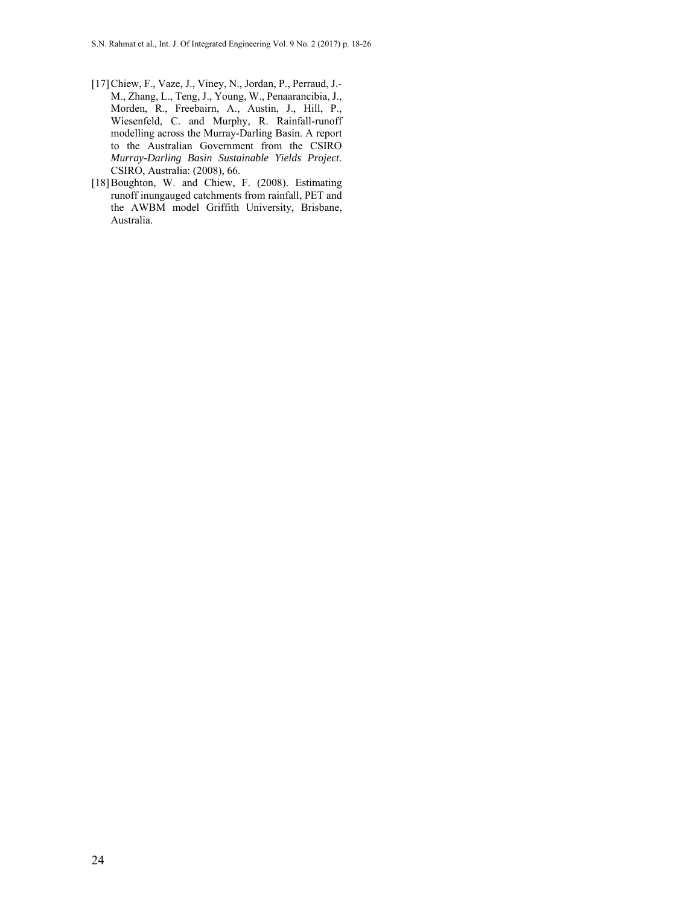[17] Chiew, F., Vaze, J., Viney, N., Jordan, P., Perraud, J.-M., Zhang, L., Teng, J., Young, W., Penaarancibia, J., Morden, R., Freebairn, A., Austin, J., Hill, P., Wiesenfeld, C. and Murphy, R. Rainfall-runoff modelling across the Murray-Darling Basin. A report to the Australian Government from the CSIRO *Murray-Darling Basin Sustainable Yields Project*. CSIRO, Australia: (2008), 66.

[18] Boughton, W. and Chiew, F. (2008). Estimating runoff inungauged catchments from rainfall, PET and the AWBM model Griffith University, Brisbane, Australia.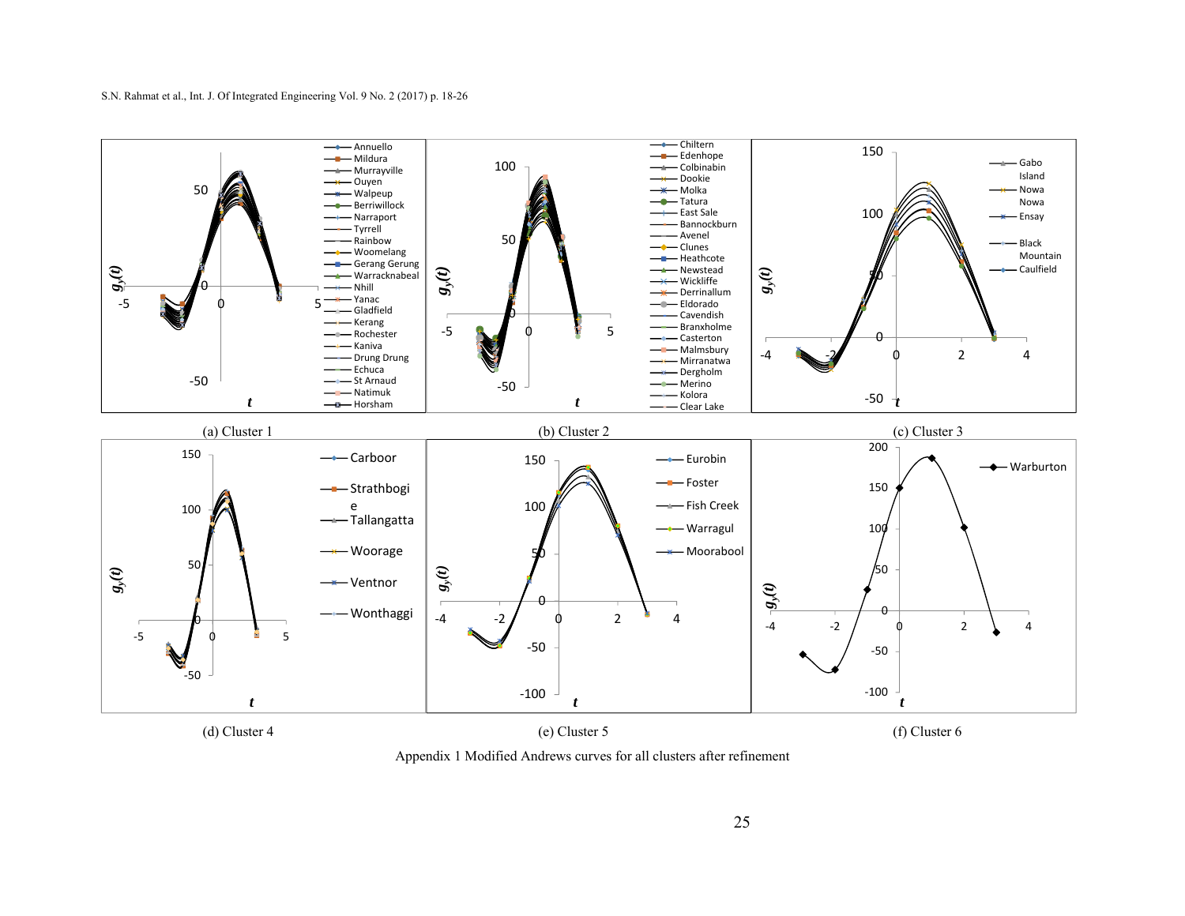(a) Cluster 1

(b) Cluster 2

(c) Cluster 3

(d) Cluster 4

(e) Cluster 5

(f) Cluster 6

Appendix 1 Modified Andrews curves for all clusters after refinement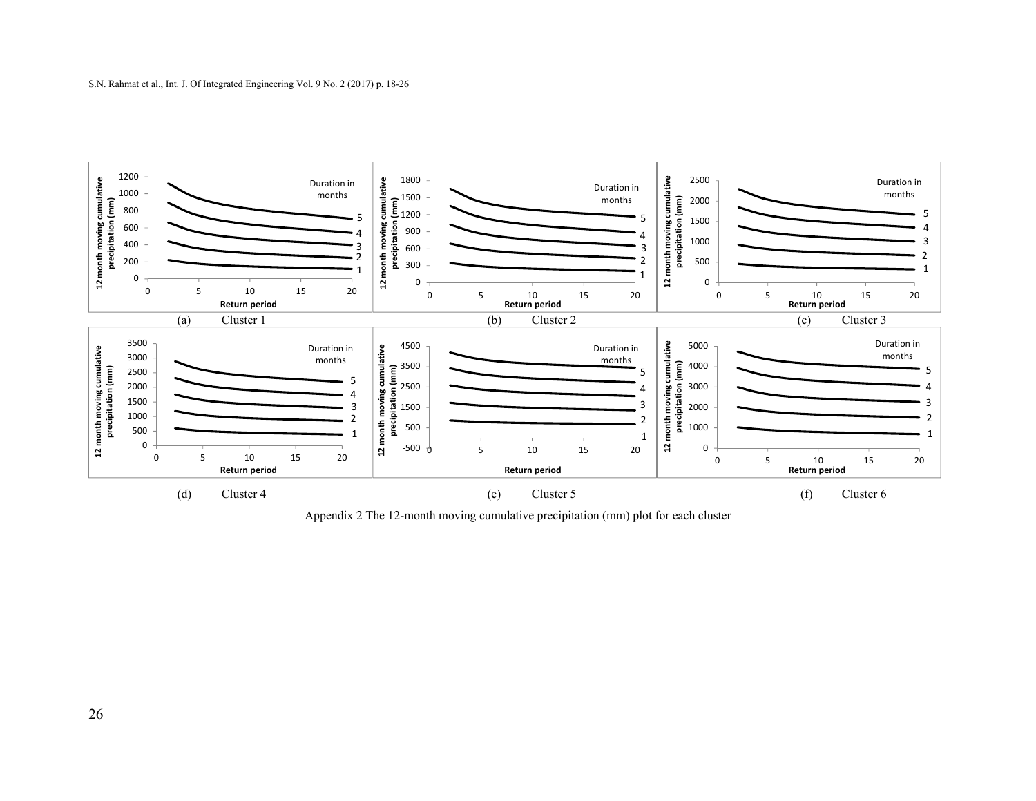12 month moving cumulative precipitation (mm)

1200
1000
800
600
400
200
0

0 5 10 15 20

Return period

Duration in months

5
4
3
2
1

(a) Cluster 1

12 month moving cumulative precipitation (mm)

1800
1500
1200
900
600
300
0

0 5 10 15 20

Return period

Duration in months

5
4
3
2
1

(b) Cluster 2

12 month moving cumulative precipitation (mm)

2500
2000
1500
1000
500
0

0 5 10 15 20

Return period

Duration in months

5
4
3
2
1

(c) Cluster 3

12 month moving cumulative precipitation (mm)

3500
3000
2500
2000
1500
1000
500
0

0 5 10 15 20

Return period

Duration in months

5
4
3
2
1

(d) Cluster 4

12 month moving cumulative precipitation (mm)

4500
3500
2500
1500
500
-500

0 5 10 15 20

Return period

Duration in months

5
4
3
2
1

(e) Cluster 5

12 month moving cumulative precipitation (mm)

5000
4000
3000
2000
1000
0

0 5 10 15 20

Return period

Duration in months

5
4
3
2
1

(f) Cluster 6

Appendix 2 The 12-month moving cumulative precipitation (mm) plot for each cluster